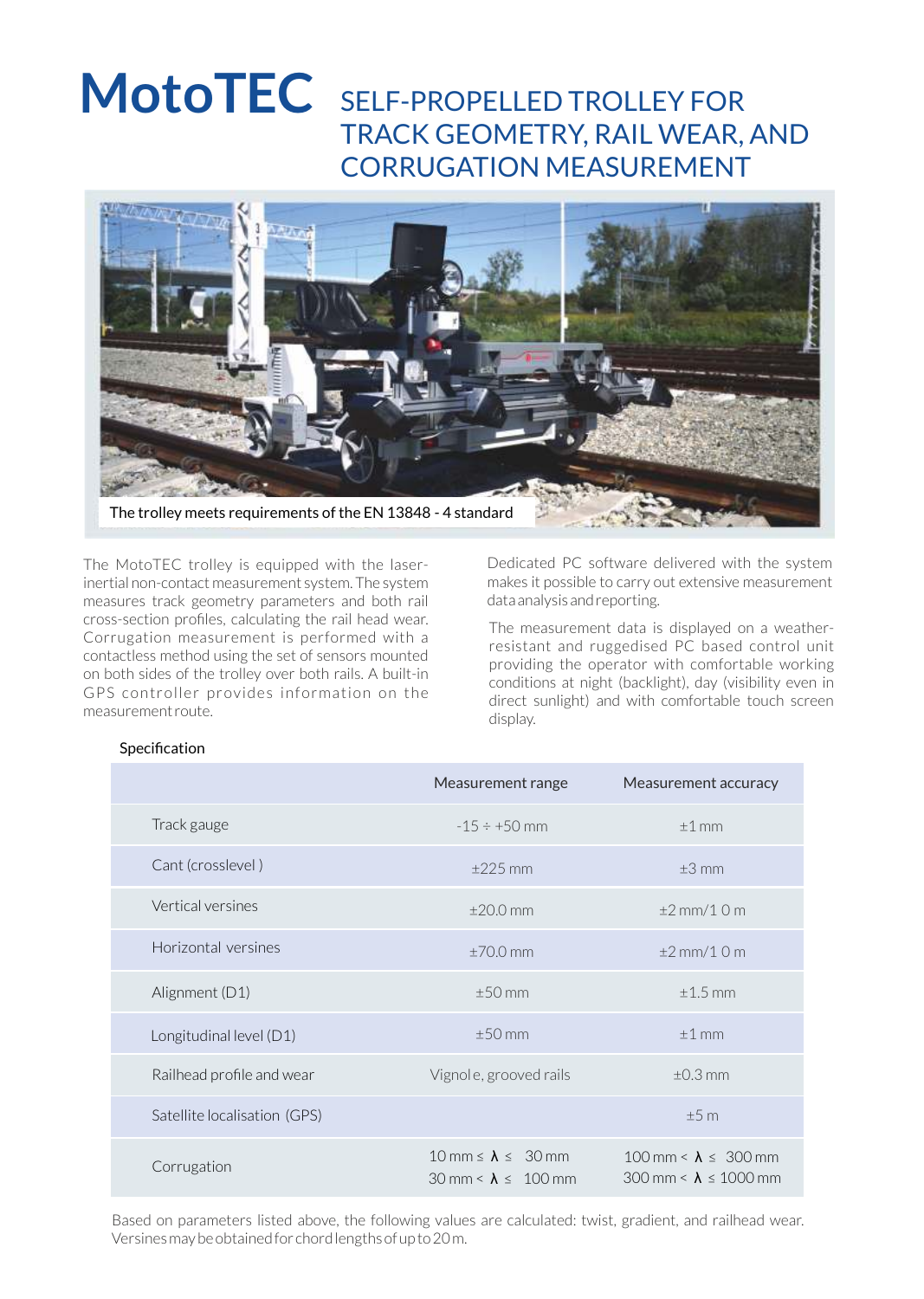# MotoTEC

## SELF-PROPELLED TROLLEY FOR TRACK GEOMETRY, RAIL WEAR, AND CORRUGATION MEASUREMENT

The trolley meets requirements of the EN 13848 - 4 standard

The MotoTEC trolley is equipped with the laser-inertial non-contact measurement system. The system measures track geometry parameters and both rail cross-section profiles, calculating the rail head wear. Corrugation measurement is performed with a contactless method using the set of sensors mounted on both sides of the trolley over both rails. A built-in GPS controller provides information on the measurement route.

Dedicated PC software delivered with the system makes it possible to carry out extensive measurement data analysis and reporting.

The measurement data is displayed on a weather-resistant and ruggedised PC based control unit providing the operator with comfortable working conditions at night (backlight), day (visibility even in direct sunlight) and with comfortable touch screen display.

### Specification

| | Measurement range | Measurement accuracy |
|---|---|---|
| Track gauge | -15 ÷ +50 mm | ±1 mm |
| Cant (crosslevel ) | ±225 mm | ±3 mm |
| Vertical versines | ±20.0 mm | ±2 mm/1 0 m |
| Horizontal versines | ±70.0 mm | ±2 mm/1 0 m |
| Alignment (D1) | ±50 mm | ±1.5 mm |
| Longitudinal level (D1) | ±50 mm | ±1 mm |
| Railhead profile and wear | Vignol e, grooved rails | ±0.3 mm |
| Satellite localisation (GPS) | | ±5 m |
| Corrugation | 10 mm ≤ $\lambda$ ≤ 30 mm<br>30 mm < $\lambda$ ≤ 100 mm | 100 mm < $\lambda$ ≤ 300 mm<br>300 mm < $\lambda$ ≤ 1000 mm |

Based on parameters listed above, the following values are calculated: twist, gradient, and railhead wear. Versines may be obtained for chord lengths of up to 20 m.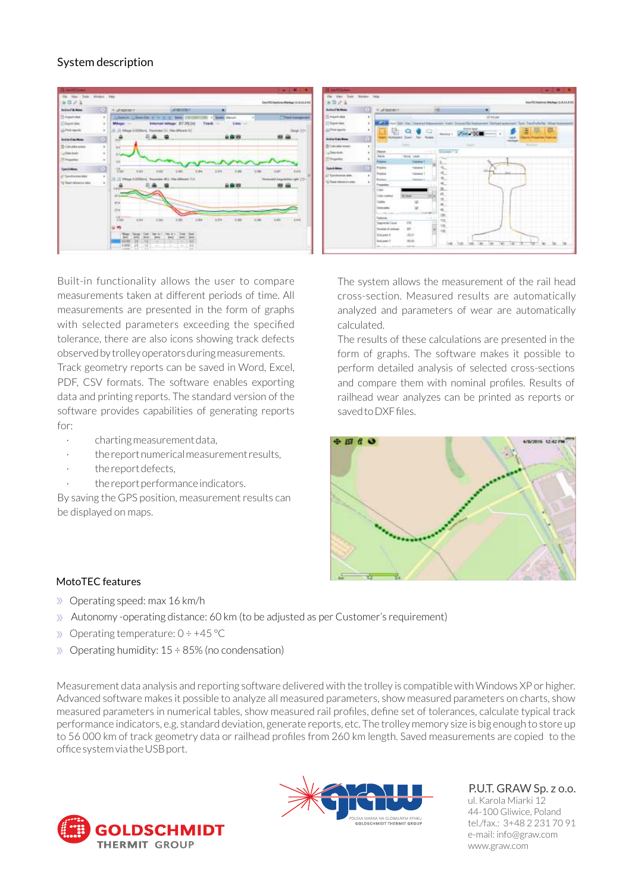## System description

Built-in functionality allows the user to compare measurements taken at different periods of time. All measurements are presented in the form of graphs with selected parameters exceeding the specified tolerance, there are also icons showing track defects observed by trolley operators during measurements. Track geometry reports can be saved in Word, Excel, PDF, CSV formats. The software enables exporting data and printing reports. The standard version of the software provides capabilities of generating reports for:

- charting measurement data,
- the report numerical measurement results,
- the report defects,
- the report performance indicators.

By saving the GPS position, measurement results can be displayed on maps.

The system allows the measurement of the rail head cross-section. Measured results are automatically analyzed and parameters of wear are automatically calculated.

The results of these calculations are presented in the form of graphs. The software makes it possible to perform detailed analysis of selected cross-sections and compare them with nominal profiles. Results of railhead wear analyzes can be printed as reports or saved to DXF files.

## MotoTEC features

- Operating speed: max 16 km/h
- Autonomy -operating distance: 60 km (to be adjusted as per Customer's requirement)
- Operating temperature: 0 ÷ +45 °C
- Operating humidity: 15 ÷ 85% (no condensation)

Measurement data analysis and reporting software delivered with the trolley is compatible with Windows XP or higher. Advanced software makes it possible to analyze all measured parameters, show measured parameters on charts, show measured parameters in numerical tables, show measured rail profiles, define set of tolerances, calculate typical track performance indicators, e.g. standard deviation, generate reports, etc. The trolley memory size is big enough to store up to 56 000 km of track geometry data or railhead profiles from 260 km length. Saved measurements are copied to the office system via the USB port.

GOLDSCHMIDT THERMIT GROUP

graw — POLSKA MARKA NA GLOBALNYM RYNKU — GOLDSCHMIDT THERMIT GROUP

P.U.T. GRAW Sp. z o.o.
ul. Karola Miarki 12
44-100 Gliwice, Poland
tel./fax.: 3+48 2 231 70 91
e-mail: info@graw.com
www.graw.com